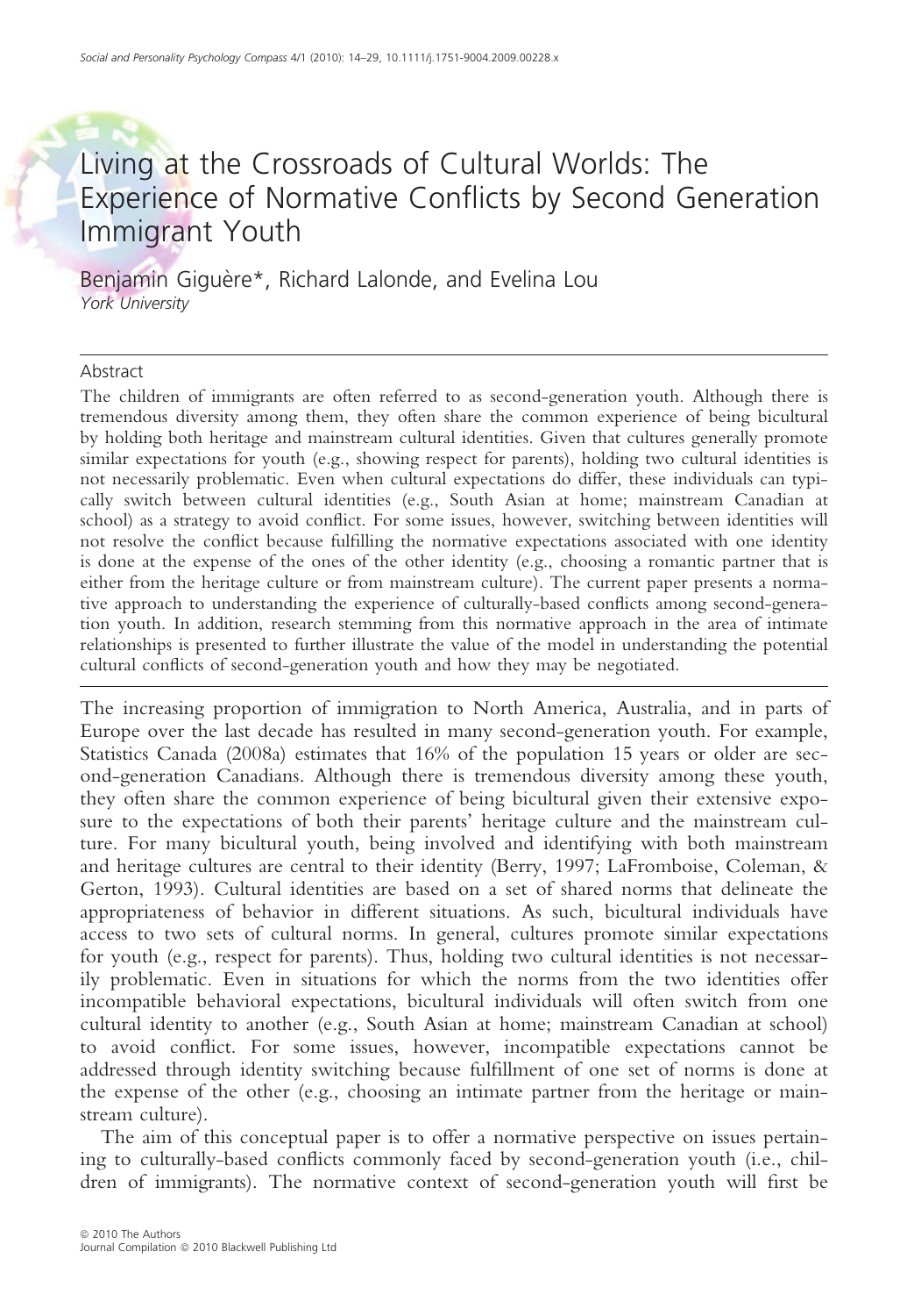# Living at the Crossroads of Cultural Worlds: The Experience of Normative Conflicts by Second Generation Immigrant Youth

Benjamin Giguère*, Richard Lalonde, and Evelina Lou
*York University*

## Abstract

The children of immigrants are often referred to as second-generation youth. Although there is tremendous diversity among them, they often share the common experience of being bicultural by holding both heritage and mainstream cultural identities. Given that cultures generally promote similar expectations for youth (e.g., showing respect for parents), holding two cultural identities is not necessarily problematic. Even when cultural expectations do differ, these individuals can typically switch between cultural identities (e.g., South Asian at home; mainstream Canadian at school) as a strategy to avoid conflict. For some issues, however, switching between identities will not resolve the conflict because fulfilling the normative expectations associated with one identity is done at the expense of the ones of the other identity (e.g., choosing a romantic partner that is either from the heritage culture or from mainstream culture). The current paper presents a normative approach to understanding the experience of culturally-based conflicts among second-generation youth. In addition, research stemming from this normative approach in the area of intimate relationships is presented to further illustrate the value of the model in understanding the potential cultural conflicts of second-generation youth and how they may be negotiated.

The increasing proportion of immigration to North America, Australia, and in parts of Europe over the last decade has resulted in many second-generation youth. For example, Statistics Canada (2008a) estimates that 16% of the population 15 years or older are second-generation Canadians. Although there is tremendous diversity among these youth, they often share the common experience of being bicultural given their extensive exposure to the expectations of both their parents' heritage culture and the mainstream culture. For many bicultural youth, being involved and identifying with both mainstream and heritage cultures are central to their identity (Berry, 1997; LaFromboise, Coleman, & Gerton, 1993). Cultural identities are based on a set of shared norms that delineate the appropriateness of behavior in different situations. As such, bicultural individuals have access to two sets of cultural norms. In general, cultures promote similar expectations for youth (e.g., respect for parents). Thus, holding two cultural identities is not necessarily problematic. Even in situations for which the norms from the two identities offer incompatible behavioral expectations, bicultural individuals will often switch from one cultural identity to another (e.g., South Asian at home; mainstream Canadian at school) to avoid conflict. For some issues, however, incompatible expectations cannot be addressed through identity switching because fulfillment of one set of norms is done at the expense of the other (e.g., choosing an intimate partner from the heritage or mainstream culture).

The aim of this conceptual paper is to offer a normative perspective on issues pertaining to culturally-based conflicts commonly faced by second-generation youth (i.e., children of immigrants). The normative context of second-generation youth will first be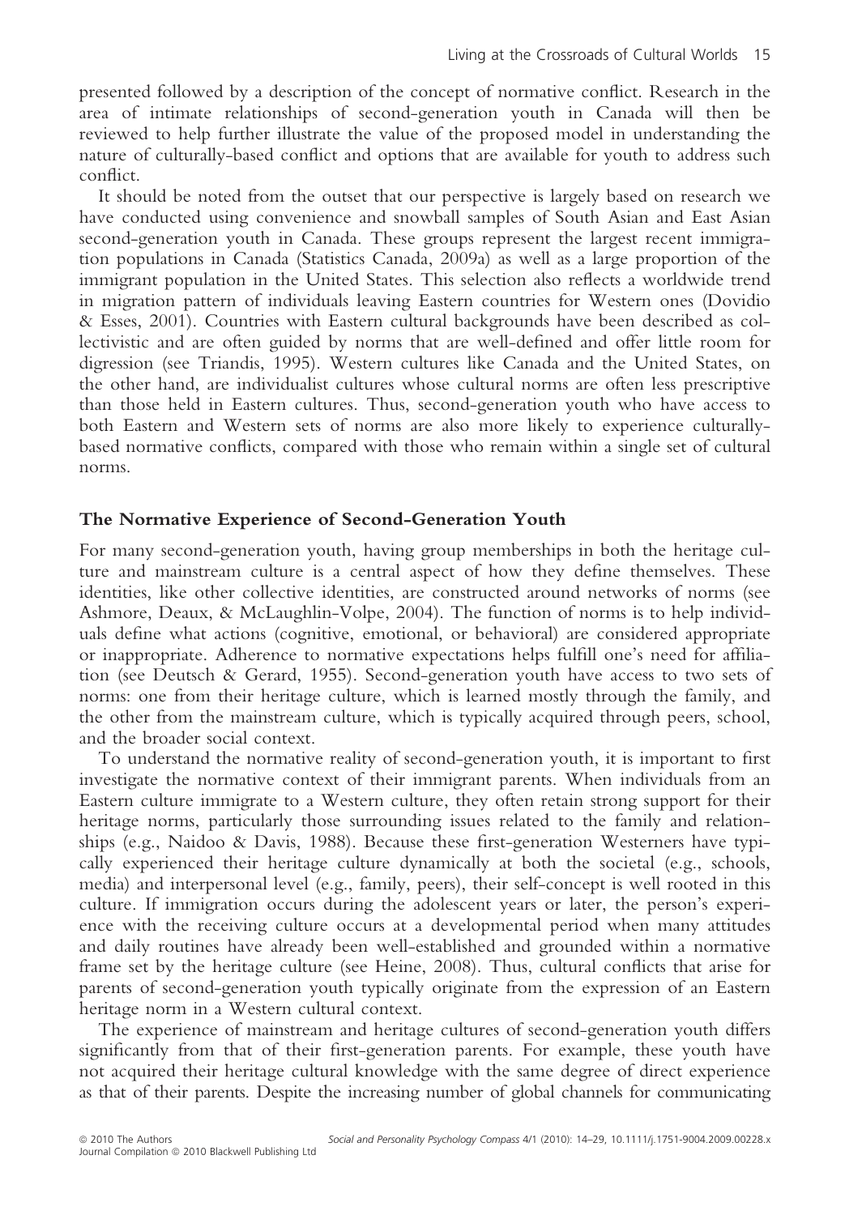presented followed by a description of the concept of normative conflict. Research in the area of intimate relationships of second-generation youth in Canada will then be reviewed to help further illustrate the value of the proposed model in understanding the nature of culturally-based conflict and options that are available for youth to address such conflict.

It should be noted from the outset that our perspective is largely based on research we have conducted using convenience and snowball samples of South Asian and East Asian second-generation youth in Canada. These groups represent the largest recent immigration populations in Canada (Statistics Canada, 2009a) as well as a large proportion of the immigrant population in the United States. This selection also reflects a worldwide trend in migration pattern of individuals leaving Eastern countries for Western ones (Dovidio & Esses, 2001). Countries with Eastern cultural backgrounds have been described as collectivistic and are often guided by norms that are well-defined and offer little room for digression (see Triandis, 1995). Western cultures like Canada and the United States, on the other hand, are individualist cultures whose cultural norms are often less prescriptive than those held in Eastern cultures. Thus, second-generation youth who have access to both Eastern and Western sets of norms are also more likely to experience culturally-based normative conflicts, compared with those who remain within a single set of cultural norms.

## The Normative Experience of Second-Generation Youth

For many second-generation youth, having group memberships in both the heritage culture and mainstream culture is a central aspect of how they define themselves. These identities, like other collective identities, are constructed around networks of norms (see Ashmore, Deaux, & McLaughlin-Volpe, 2004). The function of norms is to help individuals define what actions (cognitive, emotional, or behavioral) are considered appropriate or inappropriate. Adherence to normative expectations helps fulfill one's need for affiliation (see Deutsch & Gerard, 1955). Second-generation youth have access to two sets of norms: one from their heritage culture, which is learned mostly through the family, and the other from the mainstream culture, which is typically acquired through peers, school, and the broader social context.

To understand the normative reality of second-generation youth, it is important to first investigate the normative context of their immigrant parents. When individuals from an Eastern culture immigrate to a Western culture, they often retain strong support for their heritage norms, particularly those surrounding issues related to the family and relationships (e.g., Naidoo & Davis, 1988). Because these first-generation Westerners have typically experienced their heritage culture dynamically at both the societal (e.g., schools, media) and interpersonal level (e.g., family, peers), their self-concept is well rooted in this culture. If immigration occurs during the adolescent years or later, the person's experience with the receiving culture occurs at a developmental period when many attitudes and daily routines have already been well-established and grounded within a normative frame set by the heritage culture (see Heine, 2008). Thus, cultural conflicts that arise for parents of second-generation youth typically originate from the expression of an Eastern heritage norm in a Western cultural context.

The experience of mainstream and heritage cultures of second-generation youth differs significantly from that of their first-generation parents. For example, these youth have not acquired their heritage cultural knowledge with the same degree of direct experience as that of their parents. Despite the increasing number of global channels for communicating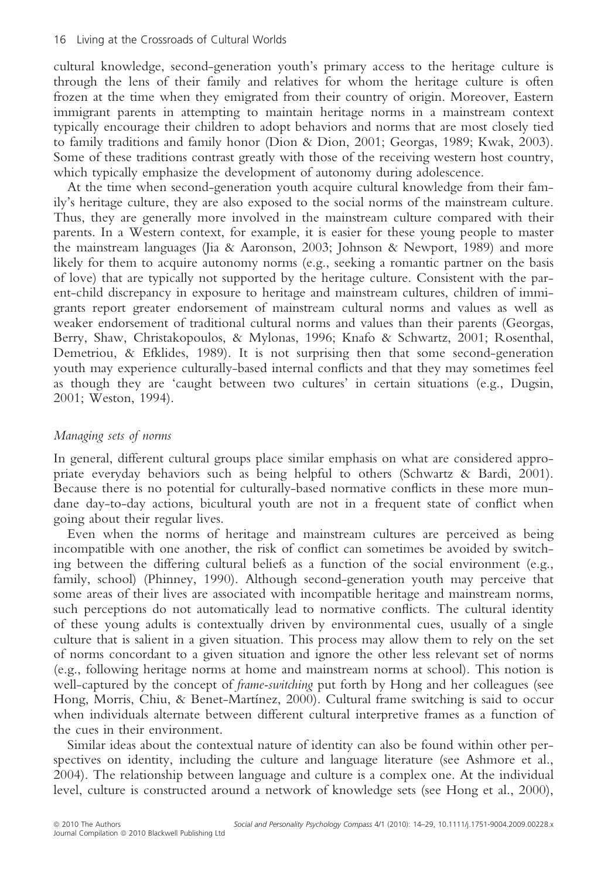cultural knowledge, second-generation youth's primary access to the heritage culture is through the lens of their family and relatives for whom the heritage culture is often frozen at the time when they emigrated from their country of origin. Moreover, Eastern immigrant parents in attempting to maintain heritage norms in a mainstream context typically encourage their children to adopt behaviors and norms that are most closely tied to family traditions and family honor (Dion & Dion, 2001; Georgas, 1989; Kwak, 2003). Some of these traditions contrast greatly with those of the receiving western host country, which typically emphasize the development of autonomy during adolescence.

At the time when second-generation youth acquire cultural knowledge from their family's heritage culture, they are also exposed to the social norms of the mainstream culture. Thus, they are generally more involved in the mainstream culture compared with their parents. In a Western context, for example, it is easier for these young people to master the mainstream languages (Jia & Aaronson, 2003; Johnson & Newport, 1989) and more likely for them to acquire autonomy norms (e.g., seeking a romantic partner on the basis of love) that are typically not supported by the heritage culture. Consistent with the parent-child discrepancy in exposure to heritage and mainstream cultures, children of immigrants report greater endorsement of mainstream cultural norms and values as well as weaker endorsement of traditional cultural norms and values than their parents (Georgas, Berry, Shaw, Christakopoulos, & Mylonas, 1996; Knafo & Schwartz, 2001; Rosenthal, Demetriou, & Efklides, 1989). It is not surprising then that some second-generation youth may experience culturally-based internal conflicts and that they may sometimes feel as though they are 'caught between two cultures' in certain situations (e.g., Dugsin, 2001; Weston, 1994).

### *Managing sets of norms*

In general, different cultural groups place similar emphasis on what are considered appropriate everyday behaviors such as being helpful to others (Schwartz & Bardi, 2001). Because there is no potential for culturally-based normative conflicts in these more mundane day-to-day actions, bicultural youth are not in a frequent state of conflict when going about their regular lives.

Even when the norms of heritage and mainstream cultures are perceived as being incompatible with one another, the risk of conflict can sometimes be avoided by switching between the differing cultural beliefs as a function of the social environment (e.g., family, school) (Phinney, 1990). Although second-generation youth may perceive that some areas of their lives are associated with incompatible heritage and mainstream norms, such perceptions do not automatically lead to normative conflicts. The cultural identity of these young adults is contextually driven by environmental cues, usually of a single culture that is salient in a given situation. This process may allow them to rely on the set of norms concordant to a given situation and ignore the other less relevant set of norms (e.g., following heritage norms at home and mainstream norms at school). This notion is well-captured by the concept of *frame-switching* put forth by Hong and her colleagues (see Hong, Morris, Chiu, & Benet-Martínez, 2000). Cultural frame switching is said to occur when individuals alternate between different cultural interpretive frames as a function of the cues in their environment.

Similar ideas about the contextual nature of identity can also be found within other perspectives on identity, including the culture and language literature (see Ashmore et al., 2004). The relationship between language and culture is a complex one. At the individual level, culture is constructed around a network of knowledge sets (see Hong et al., 2000),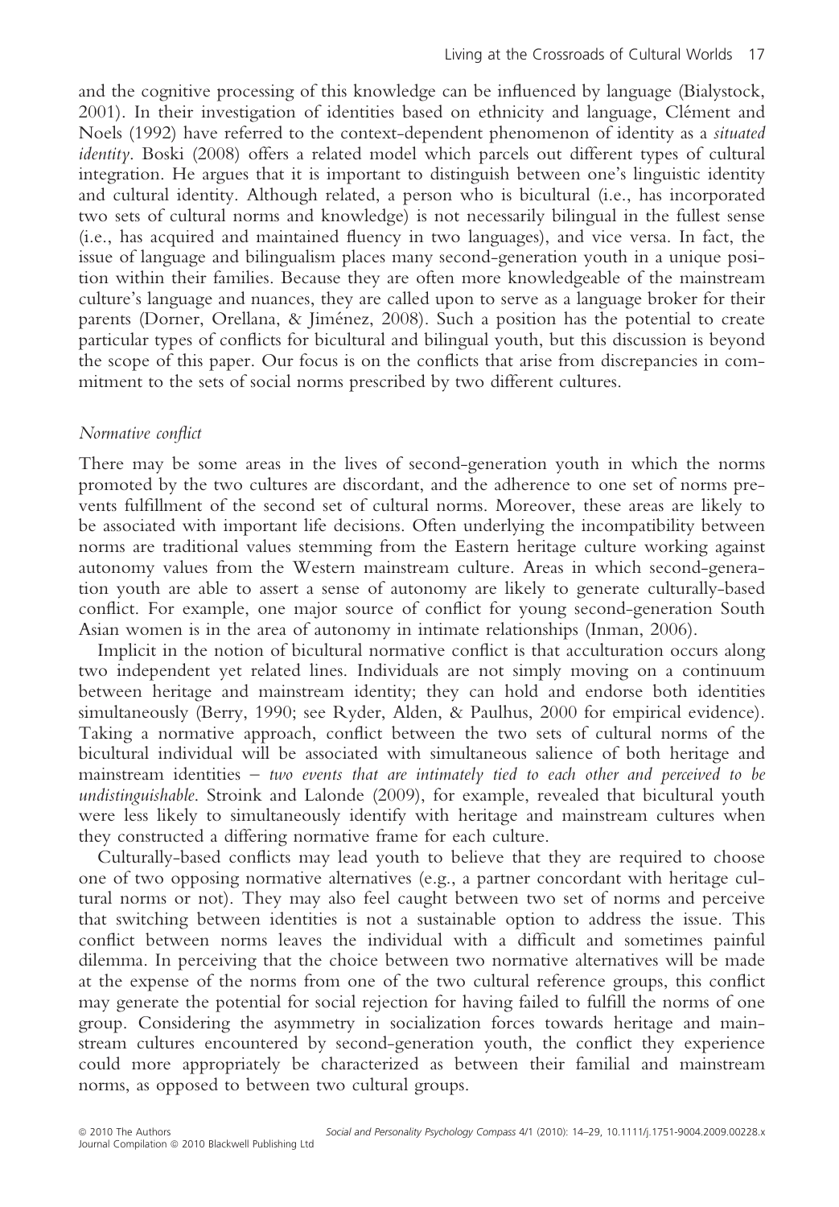and the cognitive processing of this knowledge can be influenced by language (Bialystock, 2001). In their investigation of identities based on ethnicity and language, Clément and Noels (1992) have referred to the context-dependent phenomenon of identity as a *situated identity*. Boski (2008) offers a related model which parcels out different types of cultural integration. He argues that it is important to distinguish between one's linguistic identity and cultural identity. Although related, a person who is bicultural (i.e., has incorporated two sets of cultural norms and knowledge) is not necessarily bilingual in the fullest sense (i.e., has acquired and maintained fluency in two languages), and vice versa. In fact, the issue of language and bilingualism places many second-generation youth in a unique position within their families. Because they are often more knowledgeable of the mainstream culture's language and nuances, they are called upon to serve as a language broker for their parents (Dorner, Orellana, & Jiménez, 2008). Such a position has the potential to create particular types of conflicts for bicultural and bilingual youth, but this discussion is beyond the scope of this paper. Our focus is on the conflicts that arise from discrepancies in commitment to the sets of social norms prescribed by two different cultures.

### *Normative conflict*

There may be some areas in the lives of second-generation youth in which the norms promoted by the two cultures are discordant, and the adherence to one set of norms prevents fulfillment of the second set of cultural norms. Moreover, these areas are likely to be associated with important life decisions. Often underlying the incompatibility between norms are traditional values stemming from the Eastern heritage culture working against autonomy values from the Western mainstream culture. Areas in which second-generation youth are able to assert a sense of autonomy are likely to generate culturally-based conflict. For example, one major source of conflict for young second-generation South Asian women is in the area of autonomy in intimate relationships (Inman, 2006).

Implicit in the notion of bicultural normative conflict is that acculturation occurs along two independent yet related lines. Individuals are not simply moving on a continuum between heritage and mainstream identity; they can hold and endorse both identities simultaneously (Berry, 1990; see Ryder, Alden, & Paulhus, 2000 for empirical evidence). Taking a normative approach, conflict between the two sets of cultural norms of the bicultural individual will be associated with simultaneous salience of both heritage and mainstream identities – *two events that are intimately tied to each other and perceived to be undistinguishable*. Stroink and Lalonde (2009), for example, revealed that bicultural youth were less likely to simultaneously identify with heritage and mainstream cultures when they constructed a differing normative frame for each culture.

Culturally-based conflicts may lead youth to believe that they are required to choose one of two opposing normative alternatives (e.g., a partner concordant with heritage cultural norms or not). They may also feel caught between two set of norms and perceive that switching between identities is not a sustainable option to address the issue. This conflict between norms leaves the individual with a difficult and sometimes painful dilemma. In perceiving that the choice between two normative alternatives will be made at the expense of the norms from one of the two cultural reference groups, this conflict may generate the potential for social rejection for having failed to fulfill the norms of one group. Considering the asymmetry in socialization forces towards heritage and mainstream cultures encountered by second-generation youth, the conflict they experience could more appropriately be characterized as between their familial and mainstream norms, as opposed to between two cultural groups.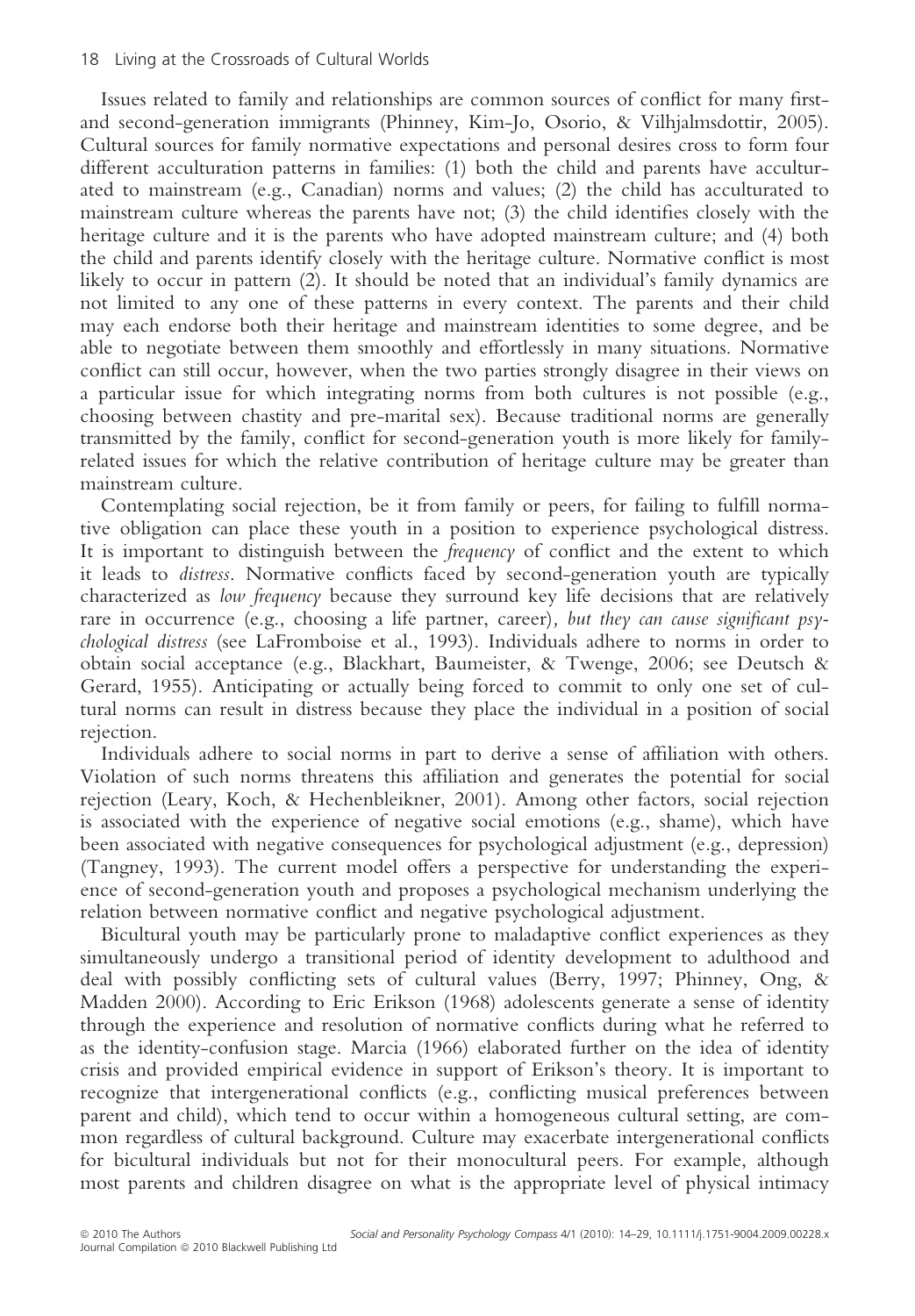Issues related to family and relationships are common sources of conflict for many first- and second-generation immigrants (Phinney, Kim-Jo, Osorio, & Vilhjalmsdottir, 2005). Cultural sources for family normative expectations and personal desires cross to form four different acculturation patterns in families: (1) both the child and parents have acculturated to mainstream (e.g., Canadian) norms and values; (2) the child has acculturated to mainstream culture whereas the parents have not; (3) the child identifies closely with the heritage culture and it is the parents who have adopted mainstream culture; and (4) both the child and parents identify closely with the heritage culture. Normative conflict is most likely to occur in pattern (2). It should be noted that an individual's family dynamics are not limited to any one of these patterns in every context. The parents and their child may each endorse both their heritage and mainstream identities to some degree, and be able to negotiate between them smoothly and effortlessly in many situations. Normative conflict can still occur, however, when the two parties strongly disagree in their views on a particular issue for which integrating norms from both cultures is not possible (e.g., choosing between chastity and pre-marital sex). Because traditional norms are generally transmitted by the family, conflict for second-generation youth is more likely for family-related issues for which the relative contribution of heritage culture may be greater than mainstream culture.

Contemplating social rejection, be it from family or peers, for failing to fulfill normative obligation can place these youth in a position to experience psychological distress. It is important to distinguish between the *frequency* of conflict and the extent to which it leads to *distress*. Normative conflicts faced by second-generation youth are typically characterized as *low frequency* because they surround key life decisions that are relatively rare in occurrence (e.g., choosing a life partner, career)*, but they can cause significant psychological distress* (see LaFromboise et al., 1993). Individuals adhere to norms in order to obtain social acceptance (e.g., Blackhart, Baumeister, & Twenge, 2006; see Deutsch & Gerard, 1955). Anticipating or actually being forced to commit to only one set of cultural norms can result in distress because they place the individual in a position of social rejection.

Individuals adhere to social norms in part to derive a sense of affiliation with others. Violation of such norms threatens this affiliation and generates the potential for social rejection (Leary, Koch, & Hechenbleikner, 2001). Among other factors, social rejection is associated with the experience of negative social emotions (e.g., shame), which have been associated with negative consequences for psychological adjustment (e.g., depression) (Tangney, 1993). The current model offers a perspective for understanding the experience of second-generation youth and proposes a psychological mechanism underlying the relation between normative conflict and negative psychological adjustment.

Bicultural youth may be particularly prone to maladaptive conflict experiences as they simultaneously undergo a transitional period of identity development to adulthood and deal with possibly conflicting sets of cultural values (Berry, 1997; Phinney, Ong, & Madden 2000). According to Eric Erikson (1968) adolescents generate a sense of identity through the experience and resolution of normative conflicts during what he referred to as the identity-confusion stage. Marcia (1966) elaborated further on the idea of identity crisis and provided empirical evidence in support of Erikson's theory. It is important to recognize that intergenerational conflicts (e.g., conflicting musical preferences between parent and child), which tend to occur within a homogeneous cultural setting, are common regardless of cultural background. Culture may exacerbate intergenerational conflicts for bicultural individuals but not for their monocultural peers. For example, although most parents and children disagree on what is the appropriate level of physical intimacy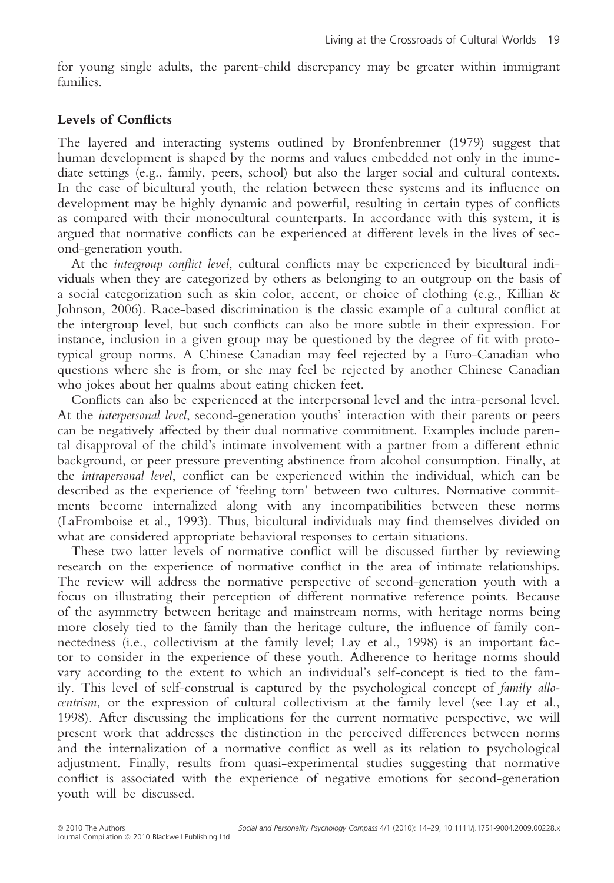for young single adults, the parent-child discrepancy may be greater within immigrant families.

## Levels of Conflicts

The layered and interacting systems outlined by Bronfenbrenner (1979) suggest that human development is shaped by the norms and values embedded not only in the immediate settings (e.g., family, peers, school) but also the larger social and cultural contexts. In the case of bicultural youth, the relation between these systems and its influence on development may be highly dynamic and powerful, resulting in certain types of conflicts as compared with their monocultural counterparts. In accordance with this system, it is argued that normative conflicts can be experienced at different levels in the lives of second-generation youth.

At the *intergroup conflict level*, cultural conflicts may be experienced by bicultural individuals when they are categorized by others as belonging to an outgroup on the basis of a social categorization such as skin color, accent, or choice of clothing (e.g., Killian & Johnson, 2006). Race-based discrimination is the classic example of a cultural conflict at the intergroup level, but such conflicts can also be more subtle in their expression. For instance, inclusion in a given group may be questioned by the degree of fit with prototypical group norms. A Chinese Canadian may feel rejected by a Euro-Canadian who questions where she is from, or she may feel be rejected by another Chinese Canadian who jokes about her qualms about eating chicken feet.

Conflicts can also be experienced at the interpersonal level and the intra-personal level. At the *interpersonal level*, second-generation youths' interaction with their parents or peers can be negatively affected by their dual normative commitment. Examples include parental disapproval of the child's intimate involvement with a partner from a different ethnic background, or peer pressure preventing abstinence from alcohol consumption. Finally, at the *intrapersonal level*, conflict can be experienced within the individual, which can be described as the experience of 'feeling torn' between two cultures. Normative commitments become internalized along with any incompatibilities between these norms (LaFromboise et al., 1993). Thus, bicultural individuals may find themselves divided on what are considered appropriate behavioral responses to certain situations.

These two latter levels of normative conflict will be discussed further by reviewing research on the experience of normative conflict in the area of intimate relationships. The review will address the normative perspective of second-generation youth with a focus on illustrating their perception of different normative reference points. Because of the asymmetry between heritage and mainstream norms, with heritage norms being more closely tied to the family than the heritage culture, the influence of family connectedness (i.e., collectivism at the family level; Lay et al., 1998) is an important factor to consider in the experience of these youth. Adherence to heritage norms should vary according to the extent to which an individual's self-concept is tied to the family. This level of self-construal is captured by the psychological concept of *family allocentrism*, or the expression of cultural collectivism at the family level (see Lay et al., 1998). After discussing the implications for the current normative perspective, we will present work that addresses the distinction in the perceived differences between norms and the internalization of a normative conflict as well as its relation to psychological adjustment. Finally, results from quasi-experimental studies suggesting that normative conflict is associated with the experience of negative emotions for second-generation youth will be discussed.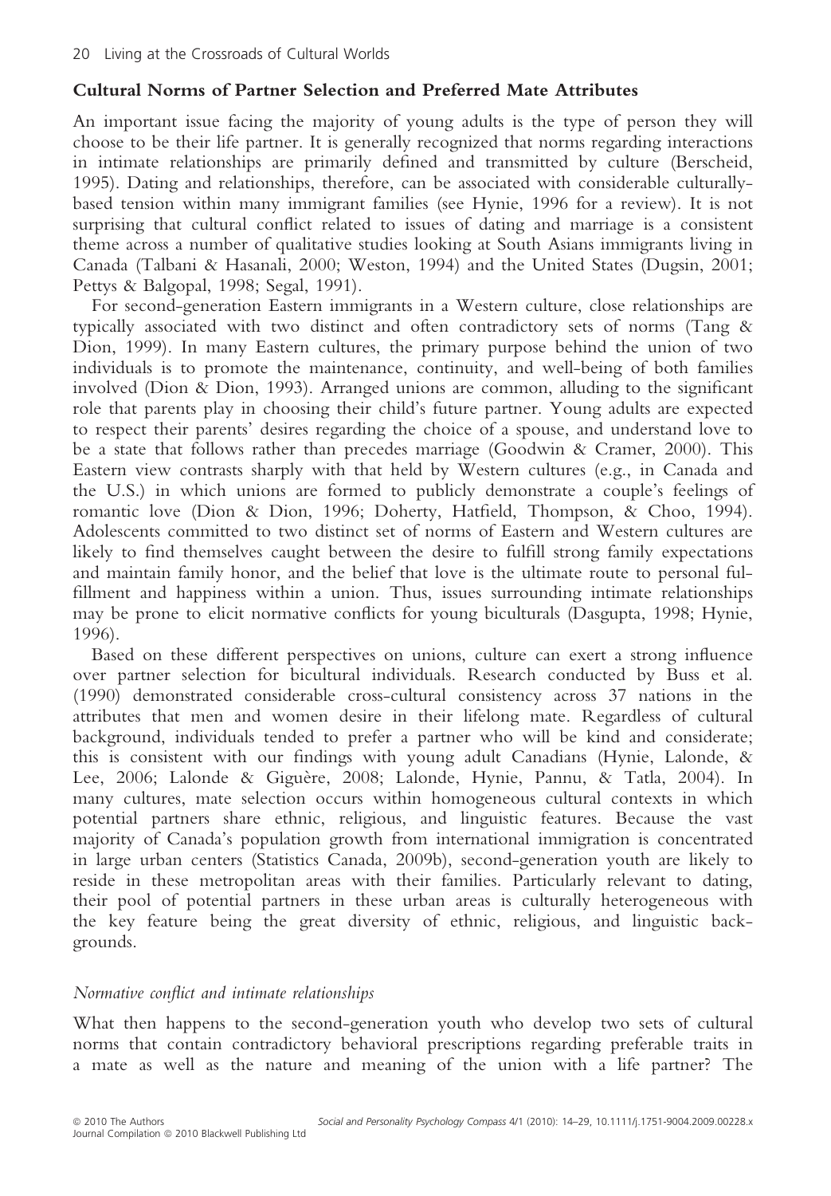### Cultural Norms of Partner Selection and Preferred Mate Attributes

An important issue facing the majority of young adults is the type of person they will choose to be their life partner. It is generally recognized that norms regarding interactions in intimate relationships are primarily defined and transmitted by culture (Berscheid, 1995). Dating and relationships, therefore, can be associated with considerable culturally-based tension within many immigrant families (see Hynie, 1996 for a review). It is not surprising that cultural conflict related to issues of dating and marriage is a consistent theme across a number of qualitative studies looking at South Asians immigrants living in Canada (Talbani & Hasanali, 2000; Weston, 1994) and the United States (Dugsin, 2001; Pettys & Balgopal, 1998; Segal, 1991).

For second-generation Eastern immigrants in a Western culture, close relationships are typically associated with two distinct and often contradictory sets of norms (Tang & Dion, 1999). In many Eastern cultures, the primary purpose behind the union of two individuals is to promote the maintenance, continuity, and well-being of both families involved (Dion & Dion, 1993). Arranged unions are common, alluding to the significant role that parents play in choosing their child's future partner. Young adults are expected to respect their parents' desires regarding the choice of a spouse, and understand love to be a state that follows rather than precedes marriage (Goodwin & Cramer, 2000). This Eastern view contrasts sharply with that held by Western cultures (e.g., in Canada and the U.S.) in which unions are formed to publicly demonstrate a couple's feelings of romantic love (Dion & Dion, 1996; Doherty, Hatfield, Thompson, & Choo, 1994). Adolescents committed to two distinct set of norms of Eastern and Western cultures are likely to find themselves caught between the desire to fulfill strong family expectations and maintain family honor, and the belief that love is the ultimate route to personal fulfillment and happiness within a union. Thus, issues surrounding intimate relationships may be prone to elicit normative conflicts for young biculturals (Dasgupta, 1998; Hynie, 1996).

Based on these different perspectives on unions, culture can exert a strong influence over partner selection for bicultural individuals. Research conducted by Buss et al. (1990) demonstrated considerable cross-cultural consistency across 37 nations in the attributes that men and women desire in their lifelong mate. Regardless of cultural background, individuals tended to prefer a partner who will be kind and considerate; this is consistent with our findings with young adult Canadians (Hynie, Lalonde, & Lee, 2006; Lalonde & Giguère, 2008; Lalonde, Hynie, Pannu, & Tatla, 2004). In many cultures, mate selection occurs within homogeneous cultural contexts in which potential partners share ethnic, religious, and linguistic features. Because the vast majority of Canada's population growth from international immigration is concentrated in large urban centers (Statistics Canada, 2009b), second-generation youth are likely to reside in these metropolitan areas with their families. Particularly relevant to dating, their pool of potential partners in these urban areas is culturally heterogeneous with the key feature being the great diversity of ethnic, religious, and linguistic backgrounds.

#### *Normative conflict and intimate relationships*

What then happens to the second-generation youth who develop two sets of cultural norms that contain contradictory behavioral prescriptions regarding preferable traits in a mate as well as the nature and meaning of the union with a life partner? The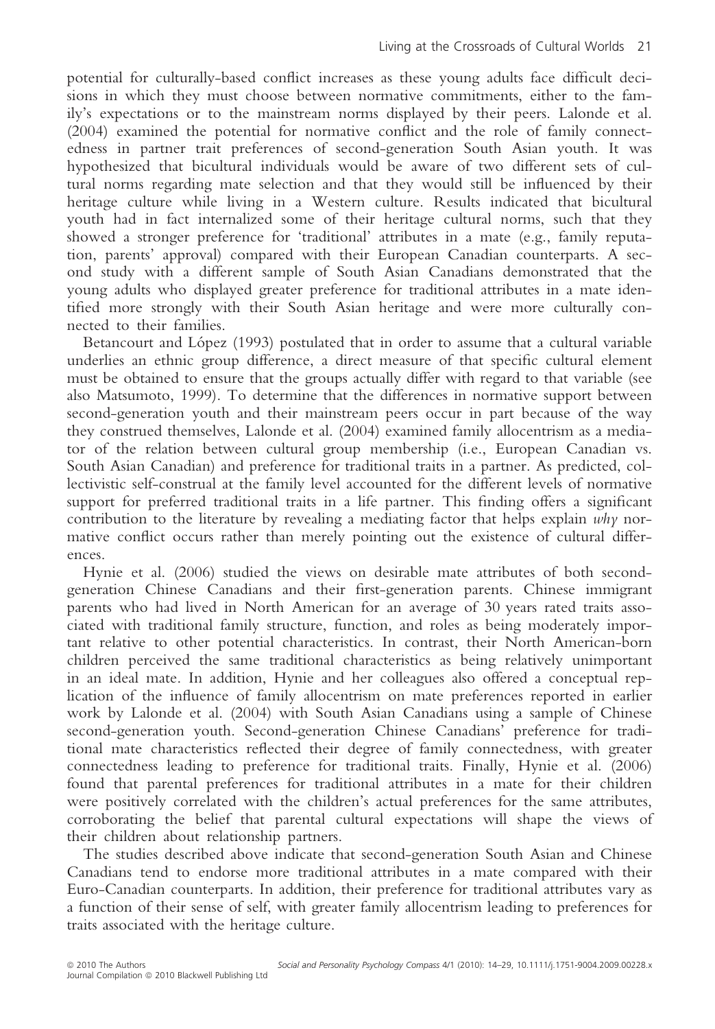potential for culturally-based conflict increases as these young adults face difficult decisions in which they must choose between normative commitments, either to the family's expectations or to the mainstream norms displayed by their peers. Lalonde et al. (2004) examined the potential for normative conflict and the role of family connectedness in partner trait preferences of second-generation South Asian youth. It was hypothesized that bicultural individuals would be aware of two different sets of cultural norms regarding mate selection and that they would still be influenced by their heritage culture while living in a Western culture. Results indicated that bicultural youth had in fact internalized some of their heritage cultural norms, such that they showed a stronger preference for 'traditional' attributes in a mate (e.g., family reputation, parents' approval) compared with their European Canadian counterparts. A second study with a different sample of South Asian Canadians demonstrated that the young adults who displayed greater preference for traditional attributes in a mate identified more strongly with their South Asian heritage and were more culturally connected to their families.

Betancourt and López (1993) postulated that in order to assume that a cultural variable underlies an ethnic group difference, a direct measure of that specific cultural element must be obtained to ensure that the groups actually differ with regard to that variable (see also Matsumoto, 1999). To determine that the differences in normative support between second-generation youth and their mainstream peers occur in part because of the way they construed themselves, Lalonde et al. (2004) examined family allocentrism as a mediator of the relation between cultural group membership (i.e., European Canadian vs. South Asian Canadian) and preference for traditional traits in a partner. As predicted, collectivistic self-construal at the family level accounted for the different levels of normative support for preferred traditional traits in a life partner. This finding offers a significant contribution to the literature by revealing a mediating factor that helps explain *why* normative conflict occurs rather than merely pointing out the existence of cultural differences.

Hynie et al. (2006) studied the views on desirable mate attributes of both second-generation Chinese Canadians and their first-generation parents. Chinese immigrant parents who had lived in North American for an average of 30 years rated traits associated with traditional family structure, function, and roles as being moderately important relative to other potential characteristics. In contrast, their North American-born children perceived the same traditional characteristics as being relatively unimportant in an ideal mate. In addition, Hynie and her colleagues also offered a conceptual replication of the influence of family allocentrism on mate preferences reported in earlier work by Lalonde et al. (2004) with South Asian Canadians using a sample of Chinese second-generation youth. Second-generation Chinese Canadians' preference for traditional mate characteristics reflected their degree of family connectedness, with greater connectedness leading to preference for traditional traits. Finally, Hynie et al. (2006) found that parental preferences for traditional attributes in a mate for their children were positively correlated with the children's actual preferences for the same attributes, corroborating the belief that parental cultural expectations will shape the views of their children about relationship partners.

The studies described above indicate that second-generation South Asian and Chinese Canadians tend to endorse more traditional attributes in a mate compared with their Euro-Canadian counterparts. In addition, their preference for traditional attributes vary as a function of their sense of self, with greater family allocentrism leading to preferences for traits associated with the heritage culture.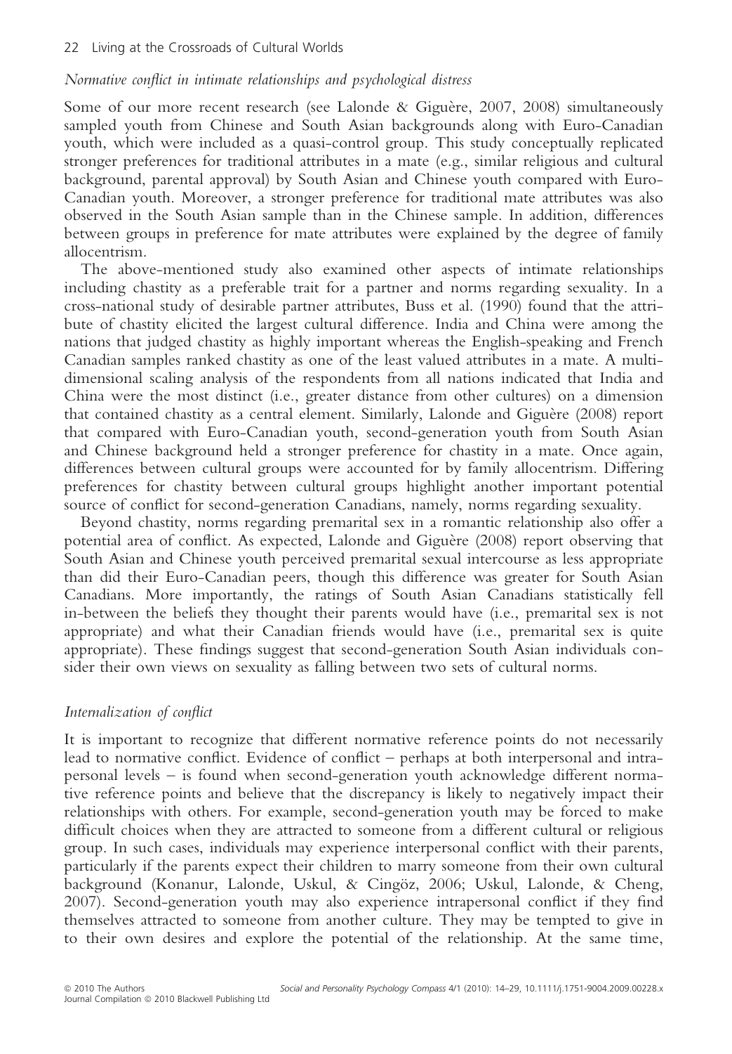*Normative conflict in intimate relationships and psychological distress*

Some of our more recent research (see Lalonde & Giguère, 2007, 2008) simultaneously sampled youth from Chinese and South Asian backgrounds along with Euro-Canadian youth, which were included as a quasi-control group. This study conceptually replicated stronger preferences for traditional attributes in a mate (e.g., similar religious and cultural background, parental approval) by South Asian and Chinese youth compared with Euro-Canadian youth. Moreover, a stronger preference for traditional mate attributes was also observed in the South Asian sample than in the Chinese sample. In addition, differences between groups in preference for mate attributes were explained by the degree of family allocentrism.

The above-mentioned study also examined other aspects of intimate relationships including chastity as a preferable trait for a partner and norms regarding sexuality. In a cross-national study of desirable partner attributes, Buss et al. (1990) found that the attribute of chastity elicited the largest cultural difference. India and China were among the nations that judged chastity as highly important whereas the English-speaking and French Canadian samples ranked chastity as one of the least valued attributes in a mate. A multidimensional scaling analysis of the respondents from all nations indicated that India and China were the most distinct (i.e., greater distance from other cultures) on a dimension that contained chastity as a central element. Similarly, Lalonde and Giguère (2008) report that compared with Euro-Canadian youth, second-generation youth from South Asian and Chinese background held a stronger preference for chastity in a mate. Once again, differences between cultural groups were accounted for by family allocentrism. Differing preferences for chastity between cultural groups highlight another important potential source of conflict for second-generation Canadians, namely, norms regarding sexuality.

Beyond chastity, norms regarding premarital sex in a romantic relationship also offer a potential area of conflict. As expected, Lalonde and Giguère (2008) report observing that South Asian and Chinese youth perceived premarital sexual intercourse as less appropriate than did their Euro-Canadian peers, though this difference was greater for South Asian Canadians. More importantly, the ratings of South Asian Canadians statistically fell in-between the beliefs they thought their parents would have (i.e., premarital sex is not appropriate) and what their Canadian friends would have (i.e., premarital sex is quite appropriate). These findings suggest that second-generation South Asian individuals consider their own views on sexuality as falling between two sets of cultural norms.

*Internalization of conflict*

It is important to recognize that different normative reference points do not necessarily lead to normative conflict. Evidence of conflict – perhaps at both interpersonal and intrapersonal levels – is found when second-generation youth acknowledge different normative reference points and believe that the discrepancy is likely to negatively impact their relationships with others. For example, second-generation youth may be forced to make difficult choices when they are attracted to someone from a different cultural or religious group. In such cases, individuals may experience interpersonal conflict with their parents, particularly if the parents expect their children to marry someone from their own cultural background (Konanur, Lalonde, Uskul, & Cingöz, 2006; Uskul, Lalonde, & Cheng, 2007). Second-generation youth may also experience intrapersonal conflict if they find themselves attracted to someone from another culture. They may be tempted to give in to their own desires and explore the potential of the relationship. At the same time,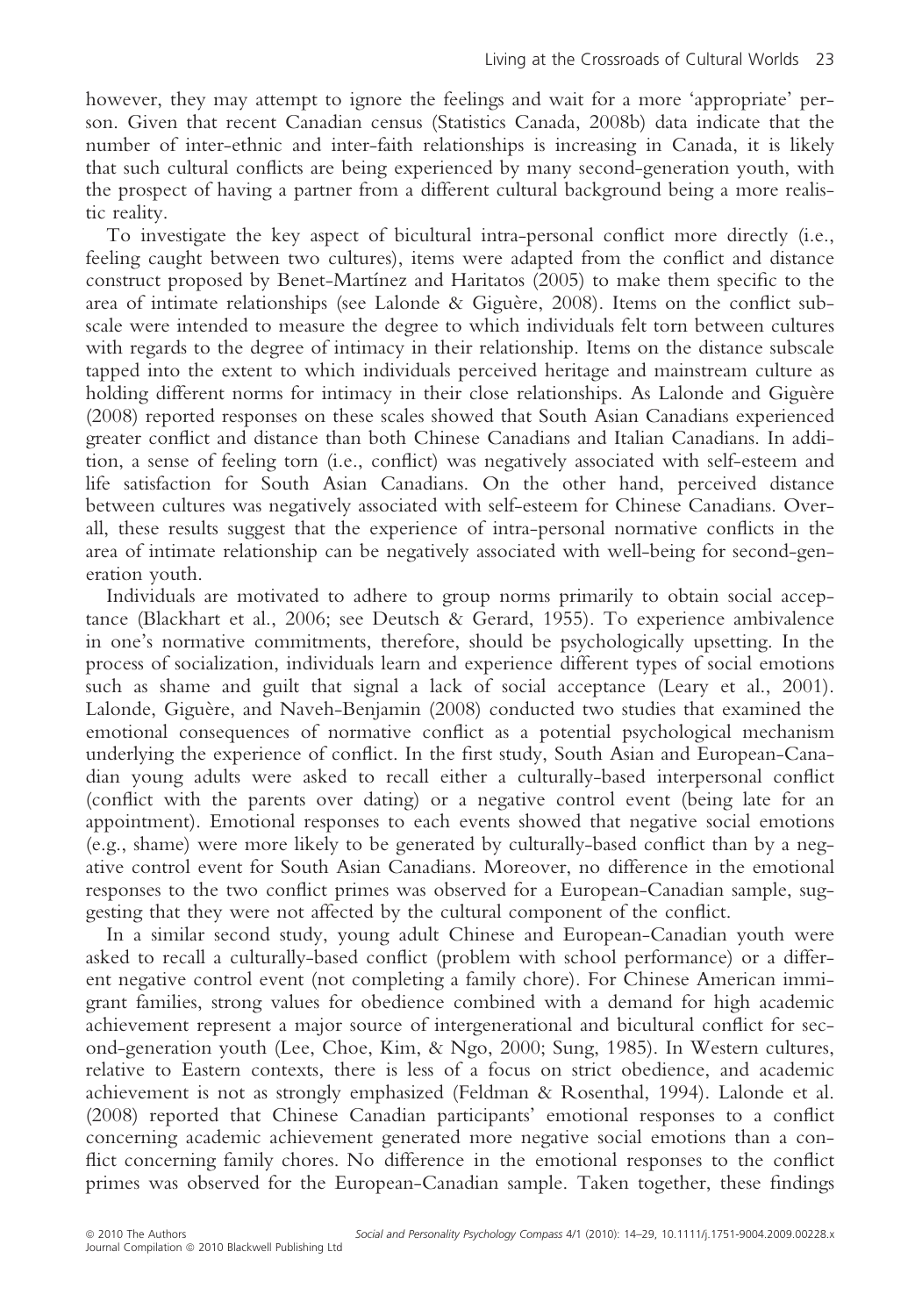however, they may attempt to ignore the feelings and wait for a more 'appropriate' person. Given that recent Canadian census (Statistics Canada, 2008b) data indicate that the number of inter-ethnic and inter-faith relationships is increasing in Canada, it is likely that such cultural conflicts are being experienced by many second-generation youth, with the prospect of having a partner from a different cultural background being a more realistic reality.

To investigate the key aspect of bicultural intra-personal conflict more directly (i.e., feeling caught between two cultures), items were adapted from the conflict and distance construct proposed by Benet-Martínez and Haritatos (2005) to make them specific to the area of intimate relationships (see Lalonde & Giguère, 2008). Items on the conflict subscale were intended to measure the degree to which individuals felt torn between cultures with regards to the degree of intimacy in their relationship. Items on the distance subscale tapped into the extent to which individuals perceived heritage and mainstream culture as holding different norms for intimacy in their close relationships. As Lalonde and Giguère (2008) reported responses on these scales showed that South Asian Canadians experienced greater conflict and distance than both Chinese Canadians and Italian Canadians. In addition, a sense of feeling torn (i.e., conflict) was negatively associated with self-esteem and life satisfaction for South Asian Canadians. On the other hand, perceived distance between cultures was negatively associated with self-esteem for Chinese Canadians. Overall, these results suggest that the experience of intra-personal normative conflicts in the area of intimate relationship can be negatively associated with well-being for second-generation youth.

Individuals are motivated to adhere to group norms primarily to obtain social acceptance (Blackhart et al., 2006; see Deutsch & Gerard, 1955). To experience ambivalence in one's normative commitments, therefore, should be psychologically upsetting. In the process of socialization, individuals learn and experience different types of social emotions such as shame and guilt that signal a lack of social acceptance (Leary et al., 2001). Lalonde, Giguère, and Naveh-Benjamin (2008) conducted two studies that examined the emotional consequences of normative conflict as a potential psychological mechanism underlying the experience of conflict. In the first study, South Asian and European-Canadian young adults were asked to recall either a culturally-based interpersonal conflict (conflict with the parents over dating) or a negative control event (being late for an appointment). Emotional responses to each events showed that negative social emotions (e.g., shame) were more likely to be generated by culturally-based conflict than by a negative control event for South Asian Canadians. Moreover, no difference in the emotional responses to the two conflict primes was observed for a European-Canadian sample, suggesting that they were not affected by the cultural component of the conflict.

In a similar second study, young adult Chinese and European-Canadian youth were asked to recall a culturally-based conflict (problem with school performance) or a different negative control event (not completing a family chore). For Chinese American immigrant families, strong values for obedience combined with a demand for high academic achievement represent a major source of intergenerational and bicultural conflict for second-generation youth (Lee, Choe, Kim, & Ngo, 2000; Sung, 1985). In Western cultures, relative to Eastern contexts, there is less of a focus on strict obedience, and academic achievement is not as strongly emphasized (Feldman & Rosenthal, 1994). Lalonde et al. (2008) reported that Chinese Canadian participants' emotional responses to a conflict concerning academic achievement generated more negative social emotions than a conflict concerning family chores. No difference in the emotional responses to the conflict primes was observed for the European-Canadian sample. Taken together, these findings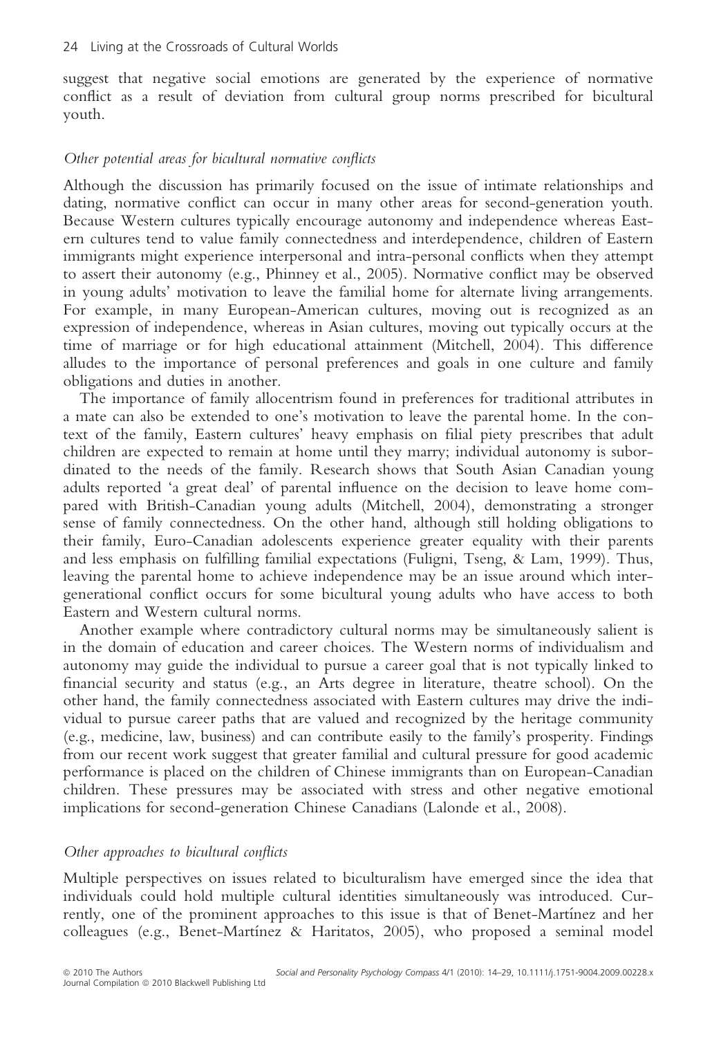suggest that negative social emotions are generated by the experience of normative conflict as a result of deviation from cultural group norms prescribed for bicultural youth.

### *Other potential areas for bicultural normative conflicts*

Although the discussion has primarily focused on the issue of intimate relationships and dating, normative conflict can occur in many other areas for second-generation youth. Because Western cultures typically encourage autonomy and independence whereas Eastern cultures tend to value family connectedness and interdependence, children of Eastern immigrants might experience interpersonal and intra-personal conflicts when they attempt to assert their autonomy (e.g., Phinney et al., 2005). Normative conflict may be observed in young adults' motivation to leave the familial home for alternate living arrangements. For example, in many European-American cultures, moving out is recognized as an expression of independence, whereas in Asian cultures, moving out typically occurs at the time of marriage or for high educational attainment (Mitchell, 2004). This difference alludes to the importance of personal preferences and goals in one culture and family obligations and duties in another.

The importance of family allocentrism found in preferences for traditional attributes in a mate can also be extended to one's motivation to leave the parental home. In the context of the family, Eastern cultures' heavy emphasis on filial piety prescribes that adult children are expected to remain at home until they marry; individual autonomy is subordinated to the needs of the family. Research shows that South Asian Canadian young adults reported 'a great deal' of parental influence on the decision to leave home compared with British-Canadian young adults (Mitchell, 2004), demonstrating a stronger sense of family connectedness. On the other hand, although still holding obligations to their family, Euro-Canadian adolescents experience greater equality with their parents and less emphasis on fulfilling familial expectations (Fuligni, Tseng, & Lam, 1999). Thus, leaving the parental home to achieve independence may be an issue around which intergenerational conflict occurs for some bicultural young adults who have access to both Eastern and Western cultural norms.

Another example where contradictory cultural norms may be simultaneously salient is in the domain of education and career choices. The Western norms of individualism and autonomy may guide the individual to pursue a career goal that is not typically linked to financial security and status (e.g., an Arts degree in literature, theatre school). On the other hand, the family connectedness associated with Eastern cultures may drive the individual to pursue career paths that are valued and recognized by the heritage community (e.g., medicine, law, business) and can contribute easily to the family's prosperity. Findings from our recent work suggest that greater familial and cultural pressure for good academic performance is placed on the children of Chinese immigrants than on European-Canadian children. These pressures may be associated with stress and other negative emotional implications for second-generation Chinese Canadians (Lalonde et al., 2008).

### *Other approaches to bicultural conflicts*

Multiple perspectives on issues related to biculturalism have emerged since the idea that individuals could hold multiple cultural identities simultaneously was introduced. Currently, one of the prominent approaches to this issue is that of Benet-Martínez and her colleagues (e.g., Benet-Martínez & Haritatos, 2005), who proposed a seminal model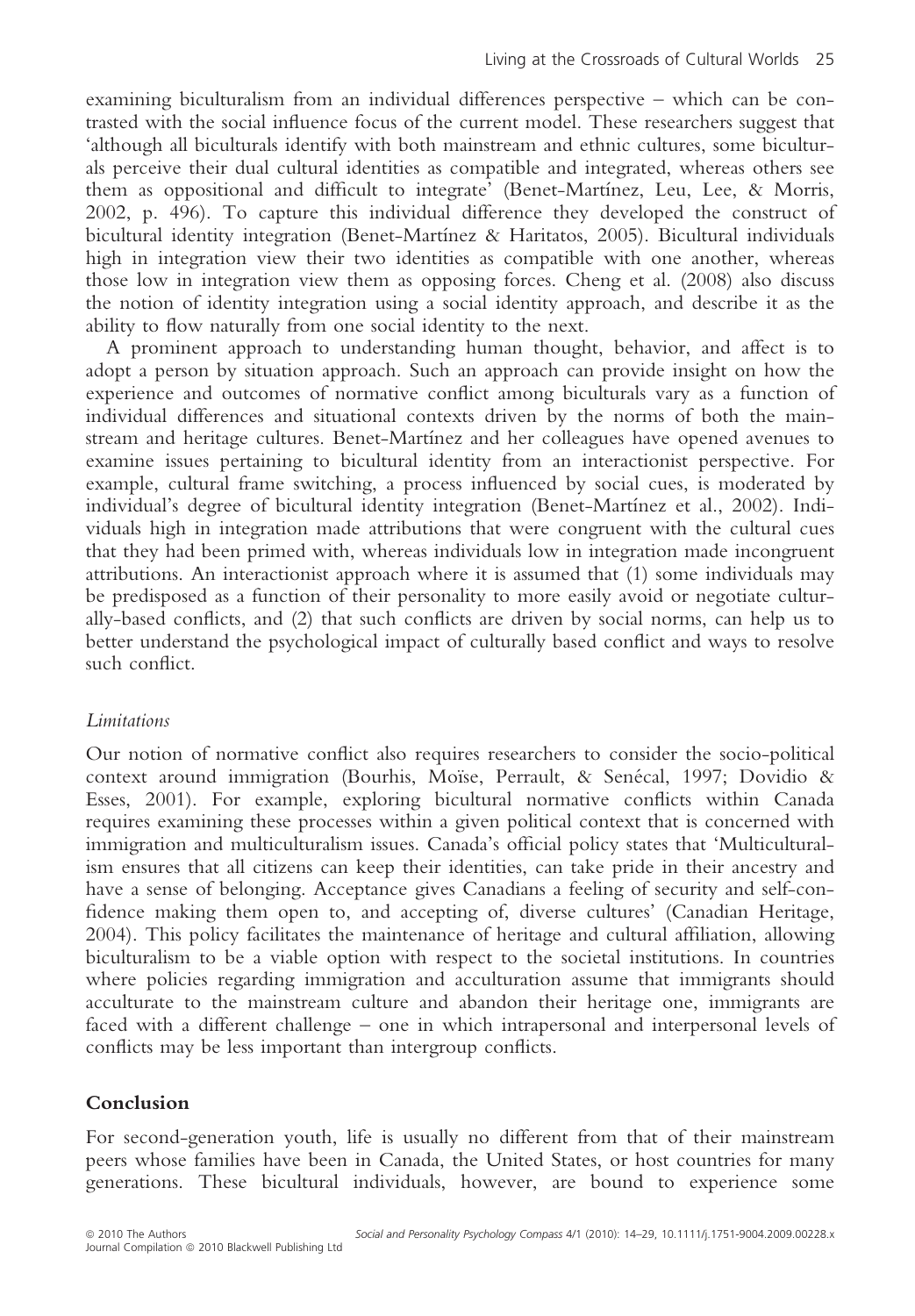examining biculturalism from an individual differences perspective – which can be contrasted with the social influence focus of the current model. These researchers suggest that 'although all biculturals identify with both mainstream and ethnic cultures, some biculturals perceive their dual cultural identities as compatible and integrated, whereas others see them as oppositional and difficult to integrate' (Benet-Martínez, Leu, Lee, & Morris, 2002, p. 496). To capture this individual difference they developed the construct of bicultural identity integration (Benet-Martínez & Haritatos, 2005). Bicultural individuals high in integration view their two identities as compatible with one another, whereas those low in integration view them as opposing forces. Cheng et al. (2008) also discuss the notion of identity integration using a social identity approach, and describe it as the ability to flow naturally from one social identity to the next.

A prominent approach to understanding human thought, behavior, and affect is to adopt a person by situation approach. Such an approach can provide insight on how the experience and outcomes of normative conflict among biculturals vary as a function of individual differences and situational contexts driven by the norms of both the mainstream and heritage cultures. Benet-Martínez and her colleagues have opened avenues to examine issues pertaining to bicultural identity from an interactionist perspective. For example, cultural frame switching, a process influenced by social cues, is moderated by individual's degree of bicultural identity integration (Benet-Martínez et al., 2002). Individuals high in integration made attributions that were congruent with the cultural cues that they had been primed with, whereas individuals low in integration made incongruent attributions. An interactionist approach where it is assumed that (1) some individuals may be predisposed as a function of their personality to more easily avoid or negotiate culturally-based conflicts, and (2) that such conflicts are driven by social norms, can help us to better understand the psychological impact of culturally based conflict and ways to resolve such conflict.

### *Limitations*

Our notion of normative conflict also requires researchers to consider the socio-political context around immigration (Bourhis, Moïse, Perrault, & Senécal, 1997; Dovidio & Esses, 2001). For example, exploring bicultural normative conflicts within Canada requires examining these processes within a given political context that is concerned with immigration and multiculturalism issues. Canada's official policy states that 'Multiculturalism ensures that all citizens can keep their identities, can take pride in their ancestry and have a sense of belonging. Acceptance gives Canadians a feeling of security and self-confidence making them open to, and accepting of, diverse cultures' (Canadian Heritage, 2004). This policy facilitates the maintenance of heritage and cultural affiliation, allowing biculturalism to be a viable option with respect to the societal institutions. In countries where policies regarding immigration and acculturation assume that immigrants should acculturate to the mainstream culture and abandon their heritage one, immigrants are faced with a different challenge – one in which intrapersonal and interpersonal levels of conflicts may be less important than intergroup conflicts.

## Conclusion

For second-generation youth, life is usually no different from that of their mainstream peers whose families have been in Canada, the United States, or host countries for many generations. These bicultural individuals, however, are bound to experience some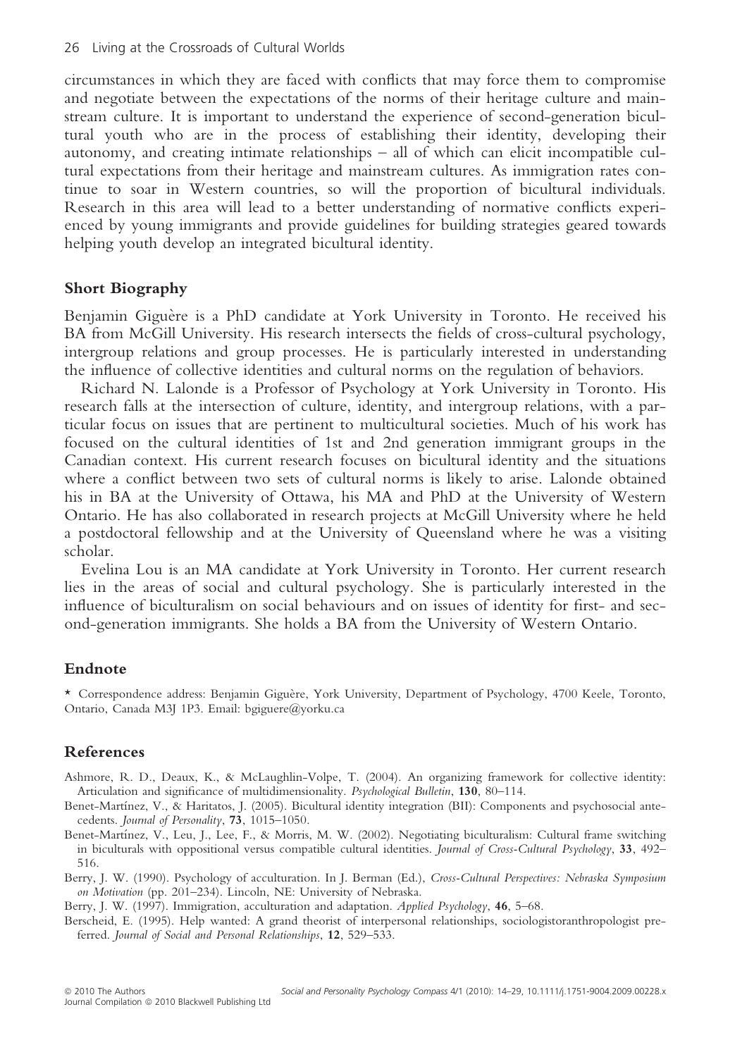circumstances in which they are faced with conflicts that may force them to compromise and negotiate between the expectations of the norms of their heritage culture and mainstream culture. It is important to understand the experience of second-generation bicultural youth who are in the process of establishing their identity, developing their autonomy, and creating intimate relationships – all of which can elicit incompatible cultural expectations from their heritage and mainstream cultures. As immigration rates continue to soar in Western countries, so will the proportion of bicultural individuals. Research in this area will lead to a better understanding of normative conflicts experienced by young immigrants and provide guidelines for building strategies geared towards helping youth develop an integrated bicultural identity.

## Short Biography

Benjamin Giguère is a PhD candidate at York University in Toronto. He received his BA from McGill University. His research intersects the fields of cross-cultural psychology, intergroup relations and group processes. He is particularly interested in understanding the influence of collective identities and cultural norms on the regulation of behaviors.

Richard N. Lalonde is a Professor of Psychology at York University in Toronto. His research falls at the intersection of culture, identity, and intergroup relations, with a particular focus on issues that are pertinent to multicultural societies. Much of his work has focused on the cultural identities of 1st and 2nd generation immigrant groups in the Canadian context. His current research focuses on bicultural identity and the situations where a conflict between two sets of cultural norms is likely to arise. Lalonde obtained his in BA at the University of Ottawa, his MA and PhD at the University of Western Ontario. He has also collaborated in research projects at McGill University where he held a postdoctoral fellowship and at the University of Queensland where he was a visiting scholar.

Evelina Lou is an MA candidate at York University in Toronto. Her current research lies in the areas of social and cultural psychology. She is particularly interested in the influence of biculturalism on social behaviours and on issues of identity for first- and second-generation immigrants. She holds a BA from the University of Western Ontario.

## Endnote

* Correspondence address: Benjamin Giguère, York University, Department of Psychology, 4700 Keele, Toronto, Ontario, Canada M3J 1P3. Email: bgiguere@yorku.ca

## References

Ashmore, R. D., Deaux, K., & McLaughlin-Volpe, T. (2004). An organizing framework for collective identity: Articulation and significance of multidimensionality. *Psychological Bulletin*, **130**, 80–114.

Benet-Martínez, V., & Haritatos, J. (2005). Bicultural identity integration (BII): Components and psychosocial antecedents. *Journal of Personality*, **73**, 1015–1050.

Benet-Martínez, V., Leu, J., Lee, F., & Morris, M. W. (2002). Negotiating biculturalism: Cultural frame switching in biculturals with oppositional versus compatible cultural identities. *Journal of Cross-Cultural Psychology*, **33**, 492–516.

Berry, J. W. (1990). Psychology of acculturation. In J. Berman (Ed.), *Cross-Cultural Perspectives: Nebraska Symposium on Motivation* (pp. 201–234). Lincoln, NE: University of Nebraska.

Berry, J. W. (1997). Immigration, acculturation and adaptation. *Applied Psychology*, **46**, 5–68.

Berscheid, E. (1995). Help wanted: A grand theorist of interpersonal relationships, sociologistoranthropologist preferred. *Journal of Social and Personal Relationships*, **12**, 529–533.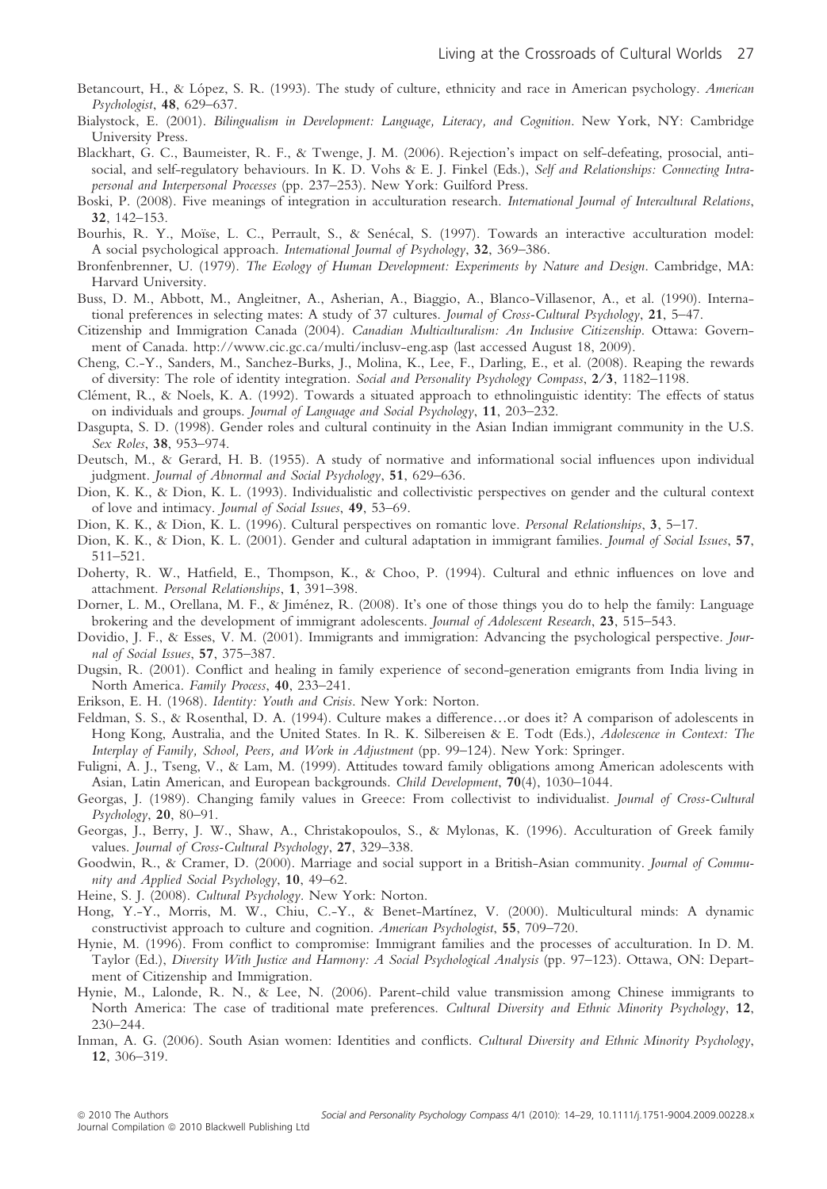Betancourt, H., & López, S. R. (1993). The study of culture, ethnicity and race in American psychology. *American Psychologist*, **48**, 629–637.

Bialystock, E. (2001). *Bilingualism in Development: Language, Literacy, and Cognition*. New York, NY: Cambridge University Press.

Blackhart, G. C., Baumeister, R. F., & Twenge, J. M. (2006). Rejection's impact on self-defeating, prosocial, antisocial, and self-regulatory behaviours. In K. D. Vohs & E. J. Finkel (Eds.), *Self and Relationships: Connecting Intrapersonal and Interpersonal Processes* (pp. 237–253). New York: Guilford Press.

Boski, P. (2008). Five meanings of integration in acculturation research. *International Journal of Intercultural Relations*, **32**, 142–153.

Bourhis, R. Y., Moïse, L. C., Perrault, S., & Senécal, S. (1997). Towards an interactive acculturation model: A social psychological approach. *International Journal of Psychology*, **32**, 369–386.

Bronfenbrenner, U. (1979). *The Ecology of Human Development: Experiments by Nature and Design*. Cambridge, MA: Harvard University.

Buss, D. M., Abbott, M., Angleitner, A., Asherian, A., Biaggio, A., Blanco-Villasenor, A., et al. (1990). International preferences in selecting mates: A study of 37 cultures. *Journal of Cross-Cultural Psychology*, **21**, 5–47.

Citizenship and Immigration Canada (2004). *Canadian Multiculturalism: An Inclusive Citizenship*. Ottawa: Government of Canada. http://www.cic.gc.ca/multi/inclusv-eng.asp (last accessed August 18, 2009).

Cheng, C.-Y., Sanders, M., Sanchez-Burks, J., Molina, K., Lee, F., Darling, E., et al. (2008). Reaping the rewards of diversity: The role of identity integration. *Social and Personality Psychology Compass*, **2/3**, 1182–1198.

Clément, R., & Noels, K. A. (1992). Towards a situated approach to ethnolinguistic identity: The effects of status on individuals and groups. *Journal of Language and Social Psychology*, **11**, 203–232.

Dasgupta, S. D. (1998). Gender roles and cultural continuity in the Asian Indian immigrant community in the U.S. *Sex Roles*, **38**, 953–974.

Deutsch, M., & Gerard, H. B. (1955). A study of normative and informational social influences upon individual judgment. *Journal of Abnormal and Social Psychology*, **51**, 629–636.

Dion, K. K., & Dion, K. L. (1993). Individualistic and collectivistic perspectives on gender and the cultural context of love and intimacy. *Journal of Social Issues*, **49**, 53–69.

Dion, K. K., & Dion, K. L. (1996). Cultural perspectives on romantic love. *Personal Relationships*, **3**, 5–17.

Dion, K. K., & Dion, K. L. (2001). Gender and cultural adaptation in immigrant families. *Journal of Social Issues*, **57**, 511–521.

Doherty, R. W., Hatfield, E., Thompson, K., & Choo, P. (1994). Cultural and ethnic influences on love and attachment. *Personal Relationships*, **1**, 391–398.

Dorner, L. M., Orellana, M. F., & Jiménez, R. (2008). It's one of those things you do to help the family: Language brokering and the development of immigrant adolescents. *Journal of Adolescent Research*, **23**, 515–543.

Dovidio, J. F., & Esses, V. M. (2001). Immigrants and immigration: Advancing the psychological perspective. *Journal of Social Issues*, **57**, 375–387.

Dugsin, R. (2001). Conflict and healing in family experience of second-generation emigrants from India living in North America. *Family Process*, **40**, 233–241.

Erikson, E. H. (1968). *Identity: Youth and Crisis*. New York: Norton.

Feldman, S. S., & Rosenthal, D. A. (1994). Culture makes a difference…or does it? A comparison of adolescents in Hong Kong, Australia, and the United States. In R. K. Silbereisen & E. Todt (Eds.), *Adolescence in Context: The Interplay of Family, School, Peers, and Work in Adjustment* (pp. 99–124). New York: Springer.

Fuligni, A. J., Tseng, V., & Lam, M. (1999). Attitudes toward family obligations among American adolescents with Asian, Latin American, and European backgrounds. *Child Development*, **70**(4), 1030–1044.

Georgas, J. (1989). Changing family values in Greece: From collectivist to individualist. *Journal of Cross-Cultural Psychology*, **20**, 80–91.

Georgas, J., Berry, J. W., Shaw, A., Christakopoulos, S., & Mylonas, K. (1996). Acculturation of Greek family values. *Journal of Cross-Cultural Psychology*, **27**, 329–338.

Goodwin, R., & Cramer, D. (2000). Marriage and social support in a British-Asian community. *Journal of Community and Applied Social Psychology*, **10**, 49–62.

Heine, S. J. (2008). *Cultural Psychology*. New York: Norton.

Hong, Y.-Y., Morris, M. W., Chiu, C.-Y., & Benet-Martínez, V. (2000). Multicultural minds: A dynamic constructivist approach to culture and cognition. *American Psychologist*, **55**, 709–720.

Hynie, M. (1996). From conflict to compromise: Immigrant families and the processes of acculturation. In D. M. Taylor (Ed.), *Diversity With Justice and Harmony: A Social Psychological Analysis* (pp. 97–123). Ottawa, ON: Department of Citizenship and Immigration.

Hynie, M., Lalonde, R. N., & Lee, N. (2006). Parent-child value transmission among Chinese immigrants to North America: The case of traditional mate preferences. *Cultural Diversity and Ethnic Minority Psychology*, **12**, 230–244.

Inman, A. G. (2006). South Asian women: Identities and conflicts. *Cultural Diversity and Ethnic Minority Psychology*, **12**, 306–319.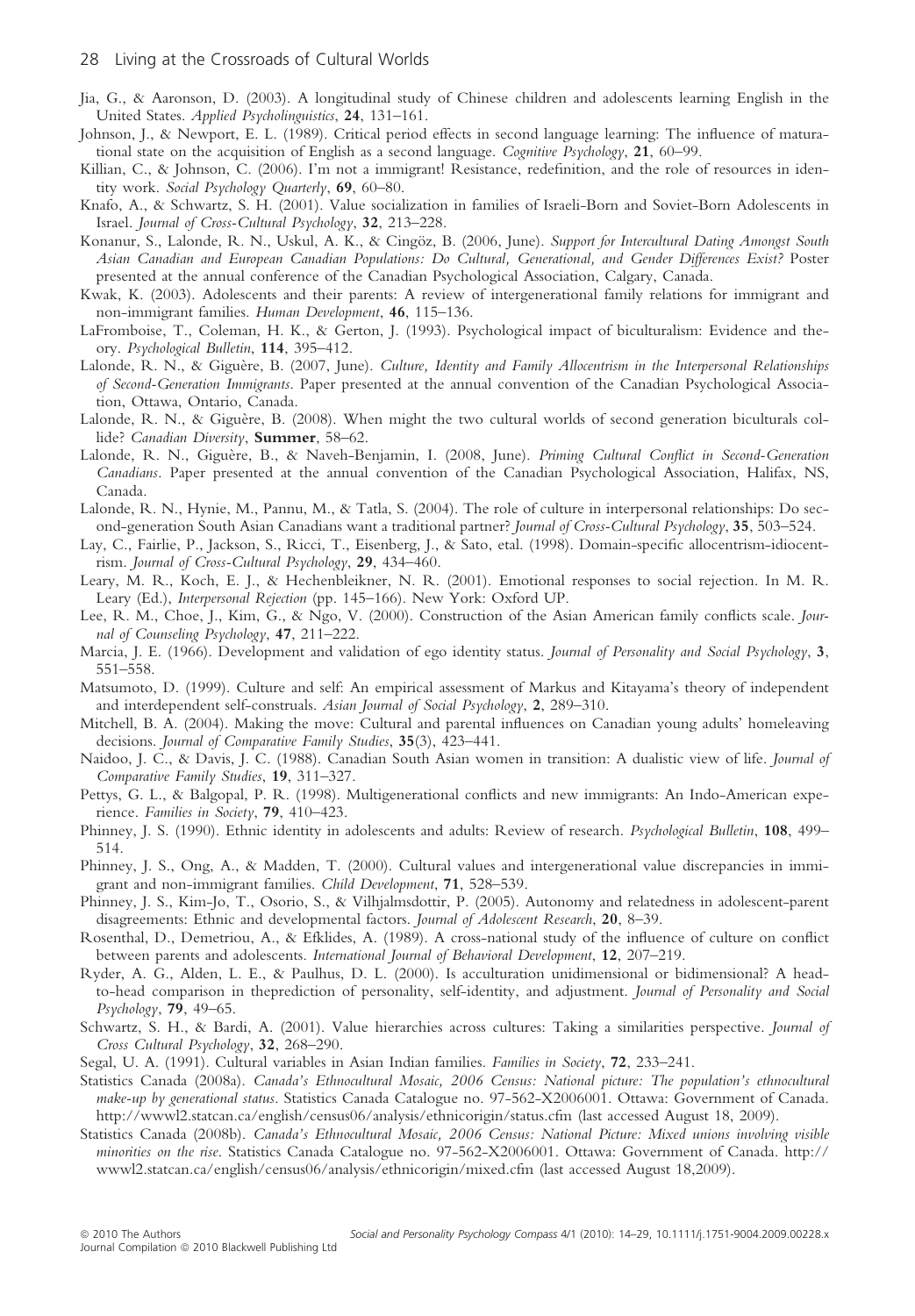Jia, G., & Aaronson, D. (2003). A longitudinal study of Chinese children and adolescents learning English in the United States. *Applied Psycholinguistics*, **24**, 131–161.

Johnson, J., & Newport, E. L. (1989). Critical period effects in second language learning: The influence of maturational state on the acquisition of English as a second language. *Cognitive Psychology*, **21**, 60–99.

Killian, C., & Johnson, C. (2006). I'm not a immigrant! Resistance, redefinition, and the role of resources in identity work. *Social Psychology Quarterly*, **69**, 60–80.

Knafo, A., & Schwartz, S. H. (2001). Value socialization in families of Israeli-Born and Soviet-Born Adolescents in Israel. *Journal of Cross-Cultural Psychology*, **32**, 213–228.

Konanur, S., Lalonde, R. N., Uskul, A. K., & Cingöz, B. (2006, June). *Support for Intercultural Dating Amongst South Asian Canadian and European Canadian Populations: Do Cultural, Generational, and Gender Differences Exist?* Poster presented at the annual conference of the Canadian Psychological Association, Calgary, Canada.

Kwak, K. (2003). Adolescents and their parents: A review of intergenerational family relations for immigrant and non-immigrant families. *Human Development*, **46**, 115–136.

LaFromboise, T., Coleman, H. K., & Gerton, J. (1993). Psychological impact of biculturalism: Evidence and theory. *Psychological Bulletin*, **114**, 395–412.

Lalonde, R. N., & Giguère, B. (2007, June). *Culture, Identity and Family Allocentrism in the Interpersonal Relationships of Second-Generation Immigrants*. Paper presented at the annual convention of the Canadian Psychological Association, Ottawa, Ontario, Canada.

Lalonde, R. N., & Giguère, B. (2008). When might the two cultural worlds of second generation biculturals collide? *Canadian Diversity*, **Summer**, 58–62.

Lalonde, R. N., Giguère, B., & Naveh-Benjamin, I. (2008, June). *Priming Cultural Conflict in Second-Generation Canadians*. Paper presented at the annual convention of the Canadian Psychological Association, Halifax, NS, Canada.

Lalonde, R. N., Hynie, M., Pannu, M., & Tatla, S. (2004). The role of culture in interpersonal relationships: Do second-generation South Asian Canadians want a traditional partner? *Journal of Cross-Cultural Psychology*, **35**, 503–524.

Lay, C., Fairlie, P., Jackson, S., Ricci, T., Eisenberg, J., & Sato, etal. (1998). Domain-specific allocentrism-idiocentrism. *Journal of Cross-Cultural Psychology*, **29**, 434–460.

Leary, M. R., Koch, E. J., & Hechenbleikner, N. R. (2001). Emotional responses to social rejection. In M. R. Leary (Ed.), *Interpersonal Rejection* (pp. 145–166). New York: Oxford UP.

Lee, R. M., Choe, J., Kim, G., & Ngo, V. (2000). Construction of the Asian American family conflicts scale. *Journal of Counseling Psychology*, **47**, 211–222.

Marcia, J. E. (1966). Development and validation of ego identity status. *Journal of Personality and Social Psychology*, **3**, 551–558.

Matsumoto, D. (1999). Culture and self: An empirical assessment of Markus and Kitayama's theory of independent and interdependent self-construals. *Asian Journal of Social Psychology*, **2**, 289–310.

Mitchell, B. A. (2004). Making the move: Cultural and parental influences on Canadian young adults' homeleaving decisions. *Journal of Comparative Family Studies*, **35**(3), 423–441.

Naidoo, J. C., & Davis, J. C. (1988). Canadian South Asian women in transition: A dualistic view of life. *Journal of Comparative Family Studies*, **19**, 311–327.

Pettys, G. L., & Balgopal, P. R. (1998). Multigenerational conflicts and new immigrants: An Indo-American experience. *Families in Society*, **79**, 410–423.

Phinney, J. S. (1990). Ethnic identity in adolescents and adults: Review of research. *Psychological Bulletin*, **108**, 499–514.

Phinney, J. S., Ong, A., & Madden, T. (2000). Cultural values and intergenerational value discrepancies in immigrant and non-immigrant families. *Child Development*, **71**, 528–539.

Phinney, J. S., Kim-Jo, T., Osorio, S., & Vilhjalmsdottir, P. (2005). Autonomy and relatedness in adolescent-parent disagreements: Ethnic and developmental factors. *Journal of Adolescent Research*, **20**, 8–39.

Rosenthal, D., Demetriou, A., & Efklides, A. (1989). A cross-national study of the influence of culture on conflict between parents and adolescents. *International Journal of Behavioral Development*, **12**, 207–219.

Ryder, A. G., Alden, L. E., & Paulhus, D. L. (2000). Is acculturation unidimensional or bidimensional? A head-to-head comparison in theprediction of personality, self-identity, and adjustment. *Journal of Personality and Social Psychology*, **79**, 49–65.

Schwartz, S. H., & Bardi, A. (2001). Value hierarchies across cultures: Taking a similarities perspective. *Journal of Cross Cultural Psychology*, **32**, 268–290.

Segal, U. A. (1991). Cultural variables in Asian Indian families. *Families in Society*, **72**, 233–241.

Statistics Canada (2008a). *Canada's Ethnocultural Mosaic, 2006 Census: National picture: The population's ethnocultural make-up by generational status*. Statistics Canada Catalogue no. 97-562-X2006001. Ottawa: Government of Canada. http://wwwl2.statcan.ca/english/census06/analysis/ethnicorigin/status.cfm (last accessed August 18, 2009).

Statistics Canada (2008b). *Canada's Ethnocultural Mosaic, 2006 Census: National Picture: Mixed unions involving visible minorities on the rise*. Statistics Canada Catalogue no. 97-562-X2006001. Ottawa: Government of Canada. http://wwwl2.statcan.ca/english/census06/analysis/ethnicorigin/mixed.cfm (last accessed August 18,2009).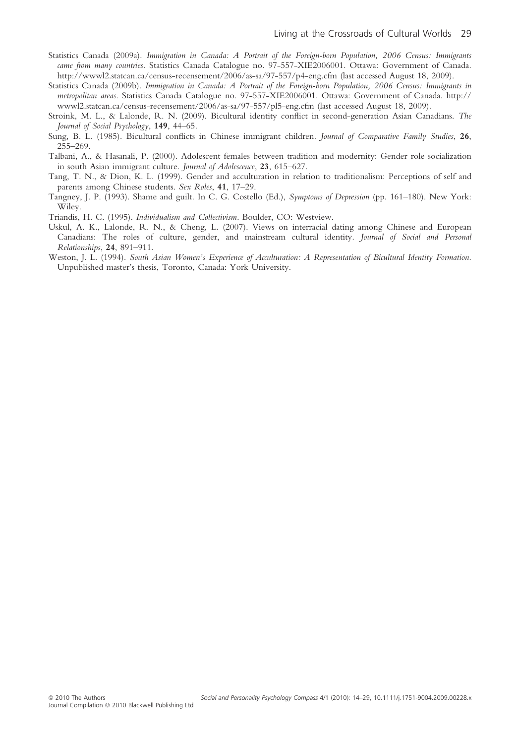Statistics Canada (2009a). *Immigration in Canada: A Portrait of the Foreign-born Population, 2006 Census: Immigrants came from many countries*. Statistics Canada Catalogue no. 97-557-XIE2006001. Ottawa: Government of Canada. http://wwwl2.statcan.ca/census-recensement/2006/as-sa/97-557/p4-eng.cfm (last accessed August 18, 2009).

Statistics Canada (2009b). *Immigration in Canada: A Portrait of the Foreign-born Population, 2006 Census: Immigrants in metropolitan areas*. Statistics Canada Catalogue no. 97-557-XIE2006001. Ottawa: Government of Canada. http://wwwl2.statcan.ca/census-recensement/2006/as-sa/97-557/pl5-eng.cfm (last accessed August 18, 2009).

Stroink, M. L., & Lalonde, R. N. (2009). Bicultural identity conflict in second-generation Asian Canadians. *The Journal of Social Psychology*, **149**, 44–65.

Sung, B. L. (1985). Bicultural conflicts in Chinese immigrant children. *Journal of Comparative Family Studies*, **26**, 255–269.

Talbani, A., & Hasanali, P. (2000). Adolescent females between tradition and modernity: Gender role socialization in south Asian immigrant culture. *Journal of Adolescence*, **23**, 615–627.

Tang, T. N., & Dion, K. L. (1999). Gender and acculturation in relation to traditionalism: Perceptions of self and parents among Chinese students. *Sex Roles*, **41**, 17–29.

Tangney, J. P. (1993). Shame and guilt. In C. G. Costello (Ed.), *Symptoms of Depression* (pp. 161–180). New York: Wiley.

Triandis, H. C. (1995). *Individualism and Collectivism*. Boulder, CO: Westview.

Uskul, A. K., Lalonde, R. N., & Cheng, L. (2007). Views on interracial dating among Chinese and European Canadians: The roles of culture, gender, and mainstream cultural identity. *Journal of Social and Personal Relationships*, **24**, 891–911.

Weston, J. L. (1994). *South Asian Women's Experience of Acculturation: A Representation of Bicultural Identity Formation*. Unpublished master's thesis, Toronto, Canada: York University.